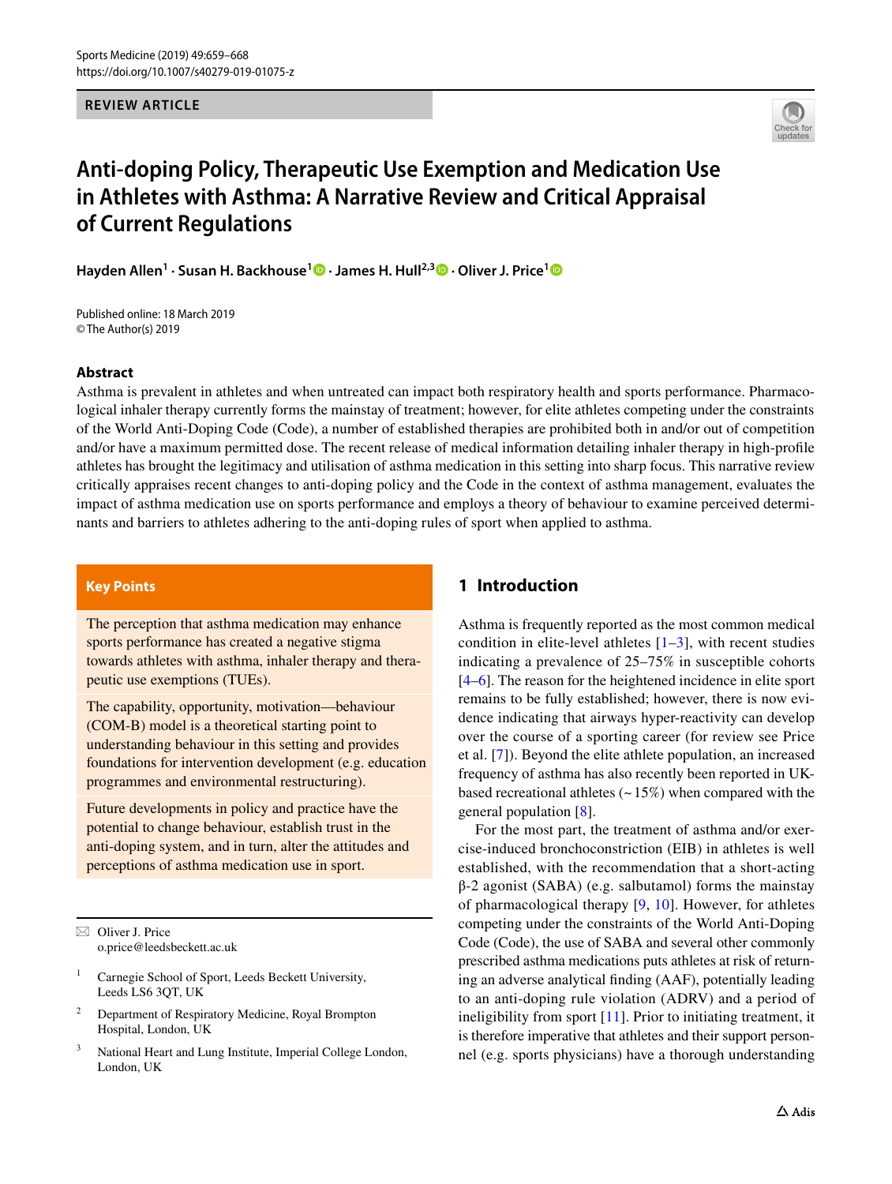REVIEW ARTICLE

# Anti-doping Policy, Therapeutic Use Exemption and Medication Use in Athletes with Asthma: A Narrative Review and Critical Appraisal of Current Regulations

**Hayden Allen[1] · Susan H. Backhouse[1] · James H. Hull[2,3] · Oliver J. Price[1]**

Published online: 18 March 2019
© The Author(s) 2019

## Abstract

Asthma is prevalent in athletes and when untreated can impact both respiratory health and sports performance. Pharmacological inhaler therapy currently forms the mainstay of treatment; however, for elite athletes competing under the constraints of the World Anti-Doping Code (Code), a number of established therapies are prohibited both in and/or out of competition and/or have a maximum permitted dose. The recent release of medical information detailing inhaler therapy in high-profile athletes has brought the legitimacy and utilisation of asthma medication in this setting into sharp focus. This narrative review critically appraises recent changes to anti-doping policy and the Code in the context of asthma management, evaluates the impact of asthma medication use on sports performance and employs a theory of behaviour to examine perceived determinants and barriers to athletes adhering to the anti-doping rules of sport when applied to asthma.

**Key Points**

The perception that asthma medication may enhance sports performance has created a negative stigma towards athletes with asthma, inhaler therapy and therapeutic use exemptions (TUEs).

The capability, opportunity, motivation—behaviour (COM-B) model is a theoretical starting point to understanding behaviour in this setting and provides foundations for intervention development (e.g. education programmes and environmental restructuring).

Future developments in policy and practice have the potential to change behaviour, establish trust in the anti-doping system, and in turn, alter the attitudes and perceptions of asthma medication use in sport.

## 1 Introduction

Asthma is frequently reported as the most common medical condition in elite-level athletes [1–3], with recent studies indicating a prevalence of 25–75% in susceptible cohorts [4–6]. The reason for the heightened incidence in elite sport remains to be fully established; however, there is now evidence indicating that airways hyper-reactivity can develop over the course of a sporting career (for review see Price et al. [7]). Beyond the elite athlete population, an increased frequency of asthma has also recently been reported in UK-based recreational athletes (~ 15%) when compared with the general population [8].

For the most part, the treatment of asthma and/or exercise-induced bronchoconstriction (EIB) in athletes is well established, with the recommendation that a short-acting β-2 agonist (SABA) (e.g. salbutamol) forms the mainstay of pharmacological therapy [9, 10]. However, for athletes competing under the constraints of the World Anti-Doping Code (Code), the use of SABA and several other commonly prescribed asthma medications puts athletes at risk of returning an adverse analytical finding (AAF), potentially leading to an anti-doping rule violation (ADRV) and a period of ineligibility from sport [11]. Prior to initiating treatment, it is therefore imperative that athletes and their support personnel (e.g. sports physicians) have a thorough understanding

---

✉ Oliver J. Price
o.price@leedsbeckett.ac.uk

[1] Carnegie School of Sport, Leeds Beckett University, Leeds LS6 3QT, UK

[2] Department of Respiratory Medicine, Royal Brompton Hospital, London, UK

[3] National Heart and Lung Institute, Imperial College London, London, UK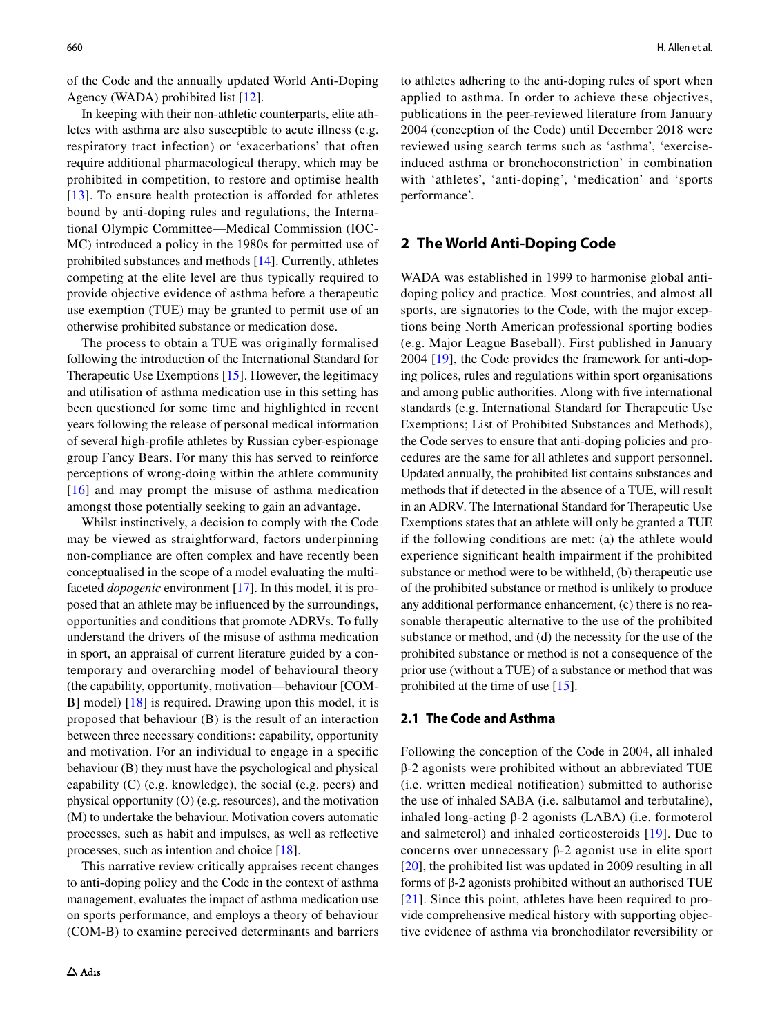of the Code and the annually updated World Anti-Doping Agency (WADA) prohibited list [12].

In keeping with their non-athletic counterparts, elite athletes with asthma are also susceptible to acute illness (e.g. respiratory tract infection) or 'exacerbations' that often require additional pharmacological therapy, which may be prohibited in competition, to restore and optimise health [13]. To ensure health protection is afforded for athletes bound by anti-doping rules and regulations, the International Olympic Committee—Medical Commission (IOC-MC) introduced a policy in the 1980s for permitted use of prohibited substances and methods [14]. Currently, athletes competing at the elite level are thus typically required to provide objective evidence of asthma before a therapeutic use exemption (TUE) may be granted to permit use of an otherwise prohibited substance or medication dose.

The process to obtain a TUE was originally formalised following the introduction of the International Standard for Therapeutic Use Exemptions [15]. However, the legitimacy and utilisation of asthma medication use in this setting has been questioned for some time and highlighted in recent years following the release of personal medical information of several high-profile athletes by Russian cyber-espionage group Fancy Bears. For many this has served to reinforce perceptions of wrong-doing within the athlete community [16] and may prompt the misuse of asthma medication amongst those potentially seeking to gain an advantage.

Whilst instinctively, a decision to comply with the Code may be viewed as straightforward, factors underpinning non-compliance are often complex and have recently been conceptualised in the scope of a model evaluating the multi-faceted *dopogenic* environment [17]. In this model, it is proposed that an athlete may be influenced by the surroundings, opportunities and conditions that promote ADRVs. To fully understand the drivers of the misuse of asthma medication in sport, an appraisal of current literature guided by a contemporary and overarching model of behavioural theory (the capability, opportunity, motivation—behaviour [COM-B] model) [18] is required. Drawing upon this model, it is proposed that behaviour (B) is the result of an interaction between three necessary conditions: capability, opportunity and motivation. For an individual to engage in a specific behaviour (B) they must have the psychological and physical capability (C) (e.g. knowledge), the social (e.g. peers) and physical opportunity (O) (e.g. resources), and the motivation (M) to undertake the behaviour. Motivation covers automatic processes, such as habit and impulses, as well as reflective processes, such as intention and choice [18].

This narrative review critically appraises recent changes to anti-doping policy and the Code in the context of asthma management, evaluates the impact of asthma medication use on sports performance, and employs a theory of behaviour (COM-B) to examine perceived determinants and barriers to athletes adhering to the anti-doping rules of sport when applied to asthma. In order to achieve these objectives, publications in the peer-reviewed literature from January 2004 (conception of the Code) until December 2018 were reviewed using search terms such as 'asthma', 'exercise-induced asthma or bronchoconstriction' in combination with 'athletes', 'anti-doping', 'medication' and 'sports performance'.

## 2 The World Anti-Doping Code

WADA was established in 1999 to harmonise global anti-doping policy and practice. Most countries, and almost all sports, are signatories to the Code, with the major exceptions being North American professional sporting bodies (e.g. Major League Baseball). First published in January 2004 [19], the Code provides the framework for anti-doping polices, rules and regulations within sport organisations and among public authorities. Along with five international standards (e.g. International Standard for Therapeutic Use Exemptions; List of Prohibited Substances and Methods), the Code serves to ensure that anti-doping policies and procedures are the same for all athletes and support personnel. Updated annually, the prohibited list contains substances and methods that if detected in the absence of a TUE, will result in an ADRV. The International Standard for Therapeutic Use Exemptions states that an athlete will only be granted a TUE if the following conditions are met: (a) the athlete would experience significant health impairment if the prohibited substance or method were to be withheld, (b) therapeutic use of the prohibited substance or method is unlikely to produce any additional performance enhancement, (c) there is no reasonable therapeutic alternative to the use of the prohibited substance or method, and (d) the necessity for the use of the prohibited substance or method is not a consequence of the prior use (without a TUE) of a substance or method that was prohibited at the time of use [15].

### 2.1 The Code and Asthma

Following the conception of the Code in 2004, all inhaled β-2 agonists were prohibited without an abbreviated TUE (i.e. written medical notification) submitted to authorise the use of inhaled SABA (i.e. salbutamol and terbutaline), inhaled long-acting β-2 agonists (LABA) (i.e. formoterol and salmeterol) and inhaled corticosteroids [19]. Due to concerns over unnecessary β-2 agonist use in elite sport [20], the prohibited list was updated in 2009 resulting in all forms of β-2 agonists prohibited without an authorised TUE [21]. Since this point, athletes have been required to provide comprehensive medical history with supporting objective evidence of asthma via bronchodilator reversibility or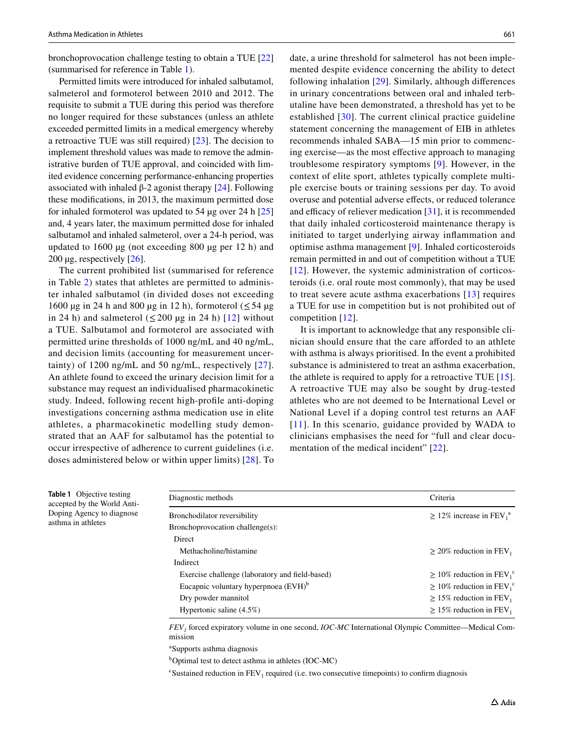bronchoprovocation challenge testing to obtain a TUE [22] (summarised for reference in Table 1).

Permitted limits were introduced for inhaled salbutamol, salmeterol and formoterol between 2010 and 2012. The requisite to submit a TUE during this period was therefore no longer required for these substances (unless an athlete exceeded permitted limits in a medical emergency whereby a retroactive TUE was still required) [23]. The decision to implement threshold values was made to remove the administrative burden of TUE approval, and coincided with limited evidence concerning performance-enhancing properties associated with inhaled β-2 agonist therapy [24]. Following these modifications, in 2013, the maximum permitted dose for inhaled formoterol was updated to 54 µg over 24 h [25] and, 4 years later, the maximum permitted dose for inhaled salbutamol and inhaled salmeterol, over a 24-h period, was updated to 1600 µg (not exceeding 800 µg per 12 h) and 200 µg, respectively [26].

The current prohibited list (summarised for reference in Table 2) states that athletes are permitted to administer inhaled salbutamol (in divided doses not exceeding 1600 µg in 24 h and 800 µg in 12 h), formoterol (≤ 54 µg in 24 h) and salmeterol (≤ 200 µg in 24 h) [12] without a TUE. Salbutamol and formoterol are associated with permitted urine thresholds of 1000 ng/mL and 40 ng/mL, and decision limits (accounting for measurement uncertainty) of 1200 ng/mL and 50 ng/mL, respectively [27]. An athlete found to exceed the urinary decision limit for a substance may request an individualised pharmacokinetic study. Indeed, following recent high-profile anti-doping investigations concerning asthma medication use in elite athletes, a pharmacokinetic modelling study demonstrated that an AAF for salbutamol has the potential to occur irrespective of adherence to current guidelines (i.e. doses administered below or within upper limits) [28]. To date, a urine threshold for salmeterol has not been implemented despite evidence concerning the ability to detect following inhalation [29]. Similarly, although differences in urinary concentrations between oral and inhaled terbutaline have been demonstrated, a threshold has yet to be established [30]. The current clinical practice guideline statement concerning the management of EIB in athletes recommends inhaled SABA—15 min prior to commencing exercise—as the most effective approach to managing troublesome respiratory symptoms [9]. However, in the context of elite sport, athletes typically complete multiple exercise bouts or training sessions per day. To avoid overuse and potential adverse effects, or reduced tolerance and efficacy of reliever medication [31], it is recommended that daily inhaled corticosteroid maintenance therapy is initiated to target underlying airway inflammation and optimise asthma management [9]. Inhaled corticosteroids remain permitted in and out of competition without a TUE [12]. However, the systemic administration of corticosteroids (i.e. oral route most commonly), that may be used to treat severe acute asthma exacerbations [13] requires a TUE for use in competition but is not prohibited out of competition [12].

It is important to acknowledge that any responsible clinician should ensure that the care afforded to an athlete with asthma is always prioritised. In the event a prohibited substance is administered to treat an asthma exacerbation, the athlete is required to apply for a retroactive TUE [15]. A retroactive TUE may also be sought by drug-tested athletes who are not deemed to be International Level or National Level if a doping control test returns an AAF [11]. In this scenario, guidance provided by WADA to clinicians emphasises the need for "full and clear documentation of the medical incident" [22].

**Table 1** Objective testing accepted by the World Anti-Doping Agency to diagnose asthma in athletes

| Diagnostic methods | Criteria |
|---|---|
| Bronchodilator reversibility | ≥ 12% increase in $FEV_1$ [a] |
| Bronchoprovocation challenge(s): | |
| Direct | |
| Methacholine/histamine | ≥ 20% reduction in $FEV_1$ |
| Indirect | |
| Exercise challenge (laboratory and field-based) | ≥ 10% reduction in $FEV_1$ [c] |
| Eucapnic voluntary hyperpnoea (EVH)[b] | ≥ 10% reduction in $FEV_1$ [c] |
| Dry powder mannitol | ≥ 15% reduction in $FEV_1$ |
| Hypertonic saline (4.5%) | ≥ 15% reduction in $FEV_1$ |

*$FEV_1$* forced expiratory volume in one second, *IOC-MC* International Olympic Committee—Medical Commission

[a] Supports asthma diagnosis

[b] Optimal test to detect asthma in athletes (IOC-MC)

[c] Sustained reduction in $FEV_1$ required (i.e. two consecutive timepoints) to confirm diagnosis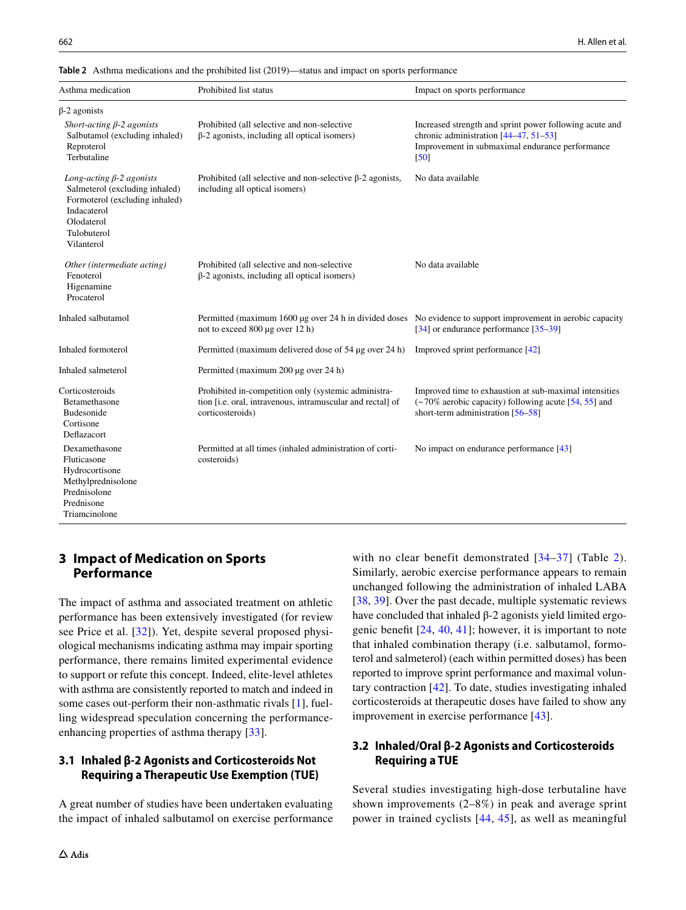**Table 2** Asthma medications and the prohibited list (2019)—status and impact on sports performance

| Asthma medication | Prohibited list status | Impact on sports performance |
| --- | --- | --- |
| β-2 agonists | | |
| *Short-acting β-2 agonists*<br>Salbutamol (excluding inhaled)<br>Reproterol<br>Terbutaline | Prohibited (all selective and non-selective β-2 agonists, including all optical isomers) | Increased strength and sprint power following acute and chronic administration [44–47, 51–53]<br>Improvement in submaximal endurance performance [50] |
| *Long-acting β-2 agonists*<br>Salmeterol (excluding inhaled)<br>Formoterol (excluding inhaled)<br>Indacaterol<br>Olodaterol<br>Tulobuterol<br>Vilanterol | Prohibited (all selective and non-selective β-2 agonists, including all optical isomers) | No data available |
| *Other (intermediate acting)*<br>Fenoterol<br>Higenamine<br>Procaterol | Prohibited (all selective and non-selective β-2 agonists, including all optical isomers) | No data available |
| Inhaled salbutamol | Permitted (maximum 1600 μg over 24 h in divided doses not to exceed 800 μg over 12 h) | No evidence to support improvement in aerobic capacity [34] or endurance performance [35–39] |
| Inhaled formoterol | Permitted (maximum delivered dose of 54 μg over 24 h) | Improved sprint performance [42] |
| Inhaled salmeterol | Permitted (maximum 200 μg over 24 h) | |
| Corticosteroids<br>Betamethasone<br>Budesonide<br>Cortisone<br>Deflazacort | Prohibited in-competition only (systemic administration [i.e. oral, intravenous, intramuscular and rectal] of corticosteroids) | Improved time to exhaustion at sub-maximal intensities (~70% aerobic capacity) following acute [54, 55] and short-term administration [56–58] |
| Dexamethasone<br>Fluticasone<br>Hydrocortisone<br>Methylprednisolone<br>Prednisolone<br>Prednisone<br>Triamcinolone | Permitted at all times (inhaled administration of corticosteroids) | No impact on endurance performance [43] |

## 3 Impact of Medication on Sports Performance

The impact of asthma and associated treatment on athletic performance has been extensively investigated (for review see Price et al. [32]). Yet, despite several proposed physiological mechanisms indicating asthma may impair sporting performance, there remains limited experimental evidence to support or refute this concept. Indeed, elite-level athletes with asthma are consistently reported to match and indeed in some cases out-perform their non-asthmatic rivals [1], fuelling widespread speculation concerning the performance-enhancing properties of asthma therapy [33].

### 3.1 Inhaled β-2 Agonists and Corticosteroids Not Requiring a Therapeutic Use Exemption (TUE)

A great number of studies have been undertaken evaluating the impact of inhaled salbutamol on exercise performance with no clear benefit demonstrated [34–37] (Table 2). Similarly, aerobic exercise performance appears to remain unchanged following the administration of inhaled LABA [38, 39]. Over the past decade, multiple systematic reviews have concluded that inhaled β-2 agonists yield limited ergogenic benefit [24, 40, 41]; however, it is important to note that inhaled combination therapy (i.e. salbutamol, formoterol and salmeterol) (each within permitted doses) has been reported to improve sprint performance and maximal voluntary contraction [42]. To date, studies investigating inhaled corticosteroids at therapeutic doses have failed to show any improvement in exercise performance [43].

### 3.2 Inhaled/Oral β-2 Agonists and Corticosteroids Requiring a TUE

Several studies investigating high-dose terbutaline have shown improvements (2–8%) in peak and average sprint power in trained cyclists [44, 45], as well as meaningful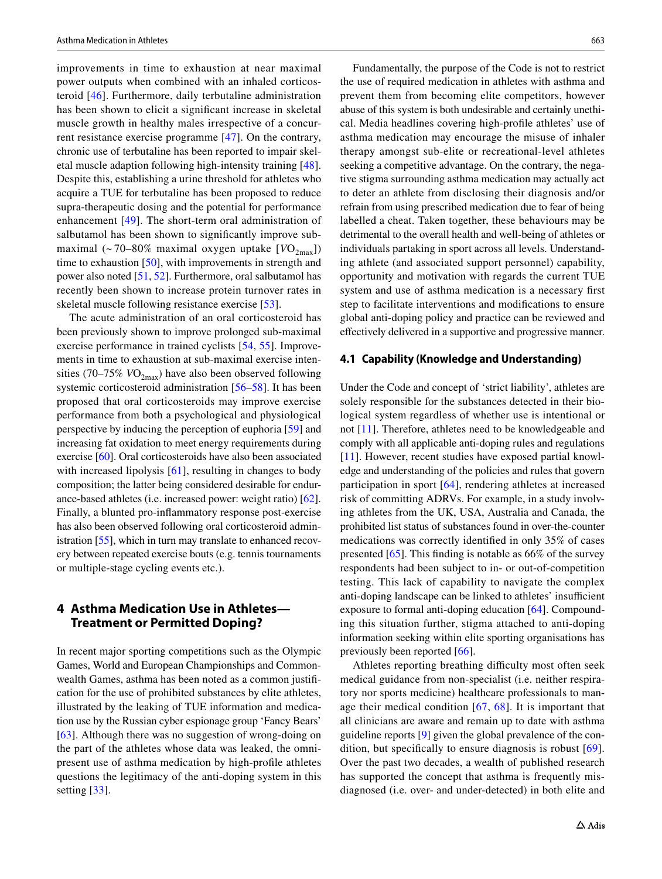improvements in time to exhaustion at near maximal power outputs when combined with an inhaled corticosteroid [46]. Furthermore, daily terbutaline administration has been shown to elicit a significant increase in skeletal muscle growth in healthy males irrespective of a concurrent resistance exercise programme [47]. On the contrary, chronic use of terbutaline has been reported to impair skeletal muscle adaption following high-intensity training [48]. Despite this, establishing a urine threshold for athletes who acquire a TUE for terbutaline has been proposed to reduce supra-therapeutic dosing and the potential for performance enhancement [49]. The short-term oral administration of salbutamol has been shown to significantly improve submaximal (~ 70–80% maximal oxygen uptake [$VO_{2max}$]) time to exhaustion [50], with improvements in strength and power also noted [51, 52]. Furthermore, oral salbutamol has recently been shown to increase protein turnover rates in skeletal muscle following resistance exercise [53].

The acute administration of an oral corticosteroid has been previously shown to improve prolonged sub-maximal exercise performance in trained cyclists [54, 55]. Improvements in time to exhaustion at sub-maximal exercise intensities (70–75% $VO_{2max}$) have also been observed following systemic corticosteroid administration [56–58]. It has been proposed that oral corticosteroids may improve exercise performance from both a psychological and physiological perspective by inducing the perception of euphoria [59] and increasing fat oxidation to meet energy requirements during exercise [60]. Oral corticosteroids have also been associated with increased lipolysis [61], resulting in changes to body composition; the latter being considered desirable for endurance-based athletes (i.e. increased power: weight ratio) [62]. Finally, a blunted pro-inflammatory response post-exercise has also been observed following oral corticosteroid administration [55], which in turn may translate to enhanced recovery between repeated exercise bouts (e.g. tennis tournaments or multiple-stage cycling events etc.).

## 4 Asthma Medication Use in Athletes—Treatment or Permitted Doping?

In recent major sporting competitions such as the Olympic Games, World and European Championships and Commonwealth Games, asthma has been noted as a common justification for the use of prohibited substances by elite athletes, illustrated by the leaking of TUE information and medication use by the Russian cyber espionage group 'Fancy Bears' [63]. Although there was no suggestion of wrong-doing on the part of the athletes whose data was leaked, the omnipresent use of asthma medication by high-profile athletes questions the legitimacy of the anti-doping system in this setting [33].

Fundamentally, the purpose of the Code is not to restrict the use of required medication in athletes with asthma and prevent them from becoming elite competitors, however abuse of this system is both undesirable and certainly unethical. Media headlines covering high-profile athletes' use of asthma medication may encourage the misuse of inhaler therapy amongst sub-elite or recreational-level athletes seeking a competitive advantage. On the contrary, the negative stigma surrounding asthma medication may actually act to deter an athlete from disclosing their diagnosis and/or refrain from using prescribed medication due to fear of being labelled a cheat. Taken together, these behaviours may be detrimental to the overall health and well-being of athletes or individuals partaking in sport across all levels. Understanding athlete (and associated support personnel) capability, opportunity and motivation with regards the current TUE system and use of asthma medication is a necessary first step to facilitate interventions and modifications to ensure global anti-doping policy and practice can be reviewed and effectively delivered in a supportive and progressive manner.

### 4.1 Capability (Knowledge and Understanding)

Under the Code and concept of 'strict liability', athletes are solely responsible for the substances detected in their biological system regardless of whether use is intentional or not [11]. Therefore, athletes need to be knowledgeable and comply with all applicable anti-doping rules and regulations [11]. However, recent studies have exposed partial knowledge and understanding of the policies and rules that govern participation in sport [64], rendering athletes at increased risk of committing ADRVs. For example, in a study involving athletes from the UK, USA, Australia and Canada, the prohibited list status of substances found in over-the-counter medications was correctly identified in only 35% of cases presented [65]. This finding is notable as 66% of the survey respondents had been subject to in- or out-of-competition testing. This lack of capability to navigate the complex anti-doping landscape can be linked to athletes' insufficient exposure to formal anti-doping education [64]. Compounding this situation further, stigma attached to anti-doping information seeking within elite sporting organisations has previously been reported [66].

Athletes reporting breathing difficulty most often seek medical guidance from non-specialist (i.e. neither respiratory nor sports medicine) healthcare professionals to manage their medical condition [67, 68]. It is important that all clinicians are aware and remain up to date with asthma guideline reports [9] given the global prevalence of the condition, but specifically to ensure diagnosis is robust [69]. Over the past two decades, a wealth of published research has supported the concept that asthma is frequently misdiagnosed (i.e. over- and under-detected) in both elite and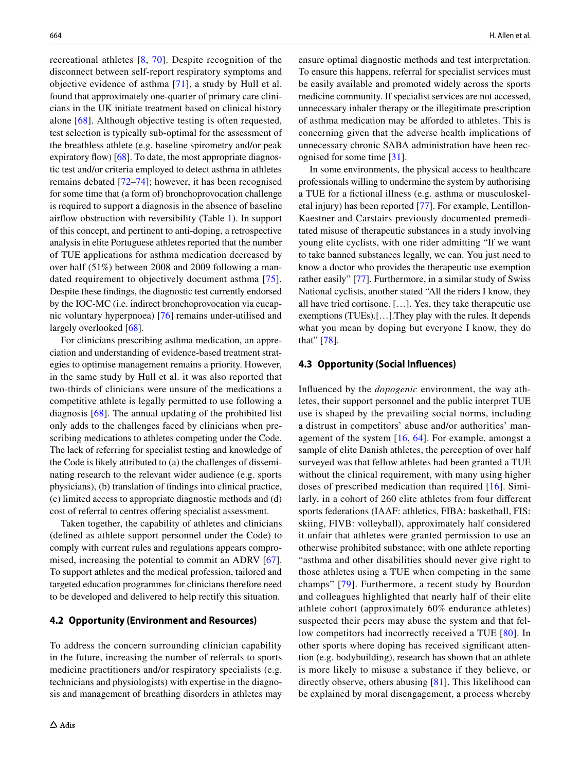recreational athletes [8, 70]. Despite recognition of the disconnect between self-report respiratory symptoms and objective evidence of asthma [71], a study by Hull et al. found that approximately one-quarter of primary care clinicians in the UK initiate treatment based on clinical history alone [68]. Although objective testing is often requested, test selection is typically sub-optimal for the assessment of the breathless athlete (e.g. baseline spirometry and/or peak expiratory flow) [68]. To date, the most appropriate diagnostic test and/or criteria employed to detect asthma in athletes remains debated [72–74]; however, it has been recognised for some time that (a form of) bronchoprovocation challenge is required to support a diagnosis in the absence of baseline airflow obstruction with reversibility (Table 1). In support of this concept, and pertinent to anti-doping, a retrospective analysis in elite Portuguese athletes reported that the number of TUE applications for asthma medication decreased by over half (51%) between 2008 and 2009 following a mandated requirement to objectively document asthma [75]. Despite these findings, the diagnostic test currently endorsed by the IOC-MC (i.e. indirect bronchoprovocation via eucapnic voluntary hyperpnoea) [76] remains under-utilised and largely overlooked [68].

For clinicians prescribing asthma medication, an appreciation and understanding of evidence-based treatment strategies to optimise management remains a priority. However, in the same study by Hull et al. it was also reported that two-thirds of clinicians were unsure of the medications a competitive athlete is legally permitted to use following a diagnosis [68]. The annual updating of the prohibited list only adds to the challenges faced by clinicians when prescribing medications to athletes competing under the Code. The lack of referring for specialist testing and knowledge of the Code is likely attributed to (a) the challenges of disseminating research to the relevant wider audience (e.g. sports physicians), (b) translation of findings into clinical practice, (c) limited access to appropriate diagnostic methods and (d) cost of referral to centres offering specialist assessment.

Taken together, the capability of athletes and clinicians (defined as athlete support personnel under the Code) to comply with current rules and regulations appears compromised, increasing the potential to commit an ADRV [67]. To support athletes and the medical profession, tailored and targeted education programmes for clinicians therefore need to be developed and delivered to help rectify this situation.

### 4.2 Opportunity (Environment and Resources)

To address the concern surrounding clinician capability in the future, increasing the number of referrals to sports medicine practitioners and/or respiratory specialists (e.g. technicians and physiologists) with expertise in the diagnosis and management of breathing disorders in athletes may ensure optimal diagnostic methods and test interpretation. To ensure this happens, referral for specialist services must be easily available and promoted widely across the sports medicine community. If specialist services are not accessed, unnecessary inhaler therapy or the illegitimate prescription of asthma medication may be afforded to athletes. This is concerning given that the adverse health implications of unnecessary chronic SABA administration have been recognised for some time [31].

In some environments, the physical access to healthcare professionals willing to undermine the system by authorising a TUE for a fictional illness (e.g. asthma or musculoskeletal injury) has been reported [77]. For example, Lentillon-Kaestner and Carstairs previously documented premeditated misuse of therapeutic substances in a study involving young elite cyclists, with one rider admitting "If we want to take banned substances legally, we can. You just need to know a doctor who provides the therapeutic use exemption rather easily" [77]. Furthermore, in a similar study of Swiss National cyclists, another stated "All the riders I know, they all have tried cortisone. […]. Yes, they take therapeutic use exemptions (TUEs).[…].They play with the rules. It depends what you mean by doping but everyone I know, they do that" [78].

### 4.3 Opportunity (Social Influences)

Influenced by the *dopogenic* environment, the way athletes, their support personnel and the public interpret TUE use is shaped by the prevailing social norms, including a distrust in competitors' abuse and/or authorities' management of the system [16, 64]. For example, amongst a sample of elite Danish athletes, the perception of over half surveyed was that fellow athletes had been granted a TUE without the clinical requirement, with many using higher doses of prescribed medication than required [16]. Similarly, in a cohort of 260 elite athletes from four different sports federations (IAAF: athletics, FIBA: basketball, FIS: skiing, FIVB: volleyball), approximately half considered it unfair that athletes were granted permission to use an otherwise prohibited substance; with one athlete reporting "asthma and other disabilities should never give right to those athletes using a TUE when competing in the same champs" [79]. Furthermore, a recent study by Bourdon and colleagues highlighted that nearly half of their elite athlete cohort (approximately 60% endurance athletes) suspected their peers may abuse the system and that fellow competitors had incorrectly received a TUE [80]. In other sports where doping has received significant attention (e.g. bodybuilding), research has shown that an athlete is more likely to misuse a substance if they believe, or directly observe, others abusing [81]. This likelihood can be explained by moral disengagement, a process whereby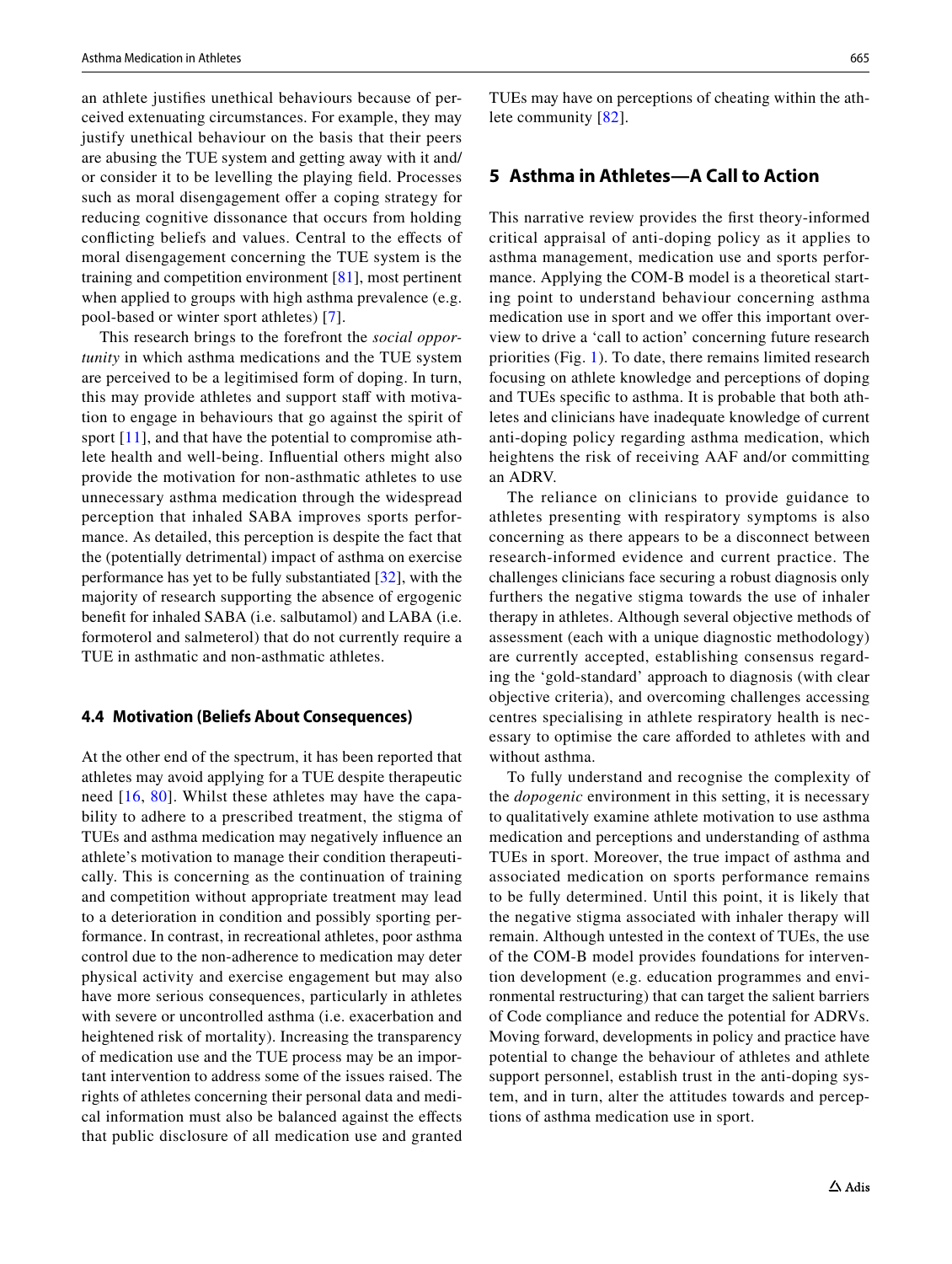an athlete justifies unethical behaviours because of perceived extenuating circumstances. For example, they may justify unethical behaviour on the basis that their peers are abusing the TUE system and getting away with it and/or consider it to be levelling the playing field. Processes such as moral disengagement offer a coping strategy for reducing cognitive dissonance that occurs from holding conflicting beliefs and values. Central to the effects of moral disengagement concerning the TUE system is the training and competition environment [81], most pertinent when applied to groups with high asthma prevalence (e.g. pool-based or winter sport athletes) [7].

This research brings to the forefront the *social opportunity* in which asthma medications and the TUE system are perceived to be a legitimised form of doping. In turn, this may provide athletes and support staff with motivation to engage in behaviours that go against the spirit of sport [11], and that have the potential to compromise athlete health and well-being. Influential others might also provide the motivation for non-asthmatic athletes to use unnecessary asthma medication through the widespread perception that inhaled SABA improves sports performance. As detailed, this perception is despite the fact that the (potentially detrimental) impact of asthma on exercise performance has yet to be fully substantiated [32], with the majority of research supporting the absence of ergogenic benefit for inhaled SABA (i.e. salbutamol) and LABA (i.e. formoterol and salmeterol) that do not currently require a TUE in asthmatic and non-asthmatic athletes.

### 4.4 Motivation (Beliefs About Consequences)

At the other end of the spectrum, it has been reported that athletes may avoid applying for a TUE despite therapeutic need [16, 80]. Whilst these athletes may have the capability to adhere to a prescribed treatment, the stigma of TUEs and asthma medication may negatively influence an athlete's motivation to manage their condition therapeutically. This is concerning as the continuation of training and competition without appropriate treatment may lead to a deterioration in condition and possibly sporting performance. In contrast, in recreational athletes, poor asthma control due to the non-adherence to medication may deter physical activity and exercise engagement but may also have more serious consequences, particularly in athletes with severe or uncontrolled asthma (i.e. exacerbation and heightened risk of mortality). Increasing the transparency of medication use and the TUE process may be an important intervention to address some of the issues raised. The rights of athletes concerning their personal data and medical information must also be balanced against the effects that public disclosure of all medication use and granted TUEs may have on perceptions of cheating within the athlete community [82].

## 5 Asthma in Athletes—A Call to Action

This narrative review provides the first theory-informed critical appraisal of anti-doping policy as it applies to asthma management, medication use and sports performance. Applying the COM-B model is a theoretical starting point to understand behaviour concerning asthma medication use in sport and we offer this important overview to drive a 'call to action' concerning future research priorities (Fig. 1). To date, there remains limited research focusing on athlete knowledge and perceptions of doping and TUEs specific to asthma. It is probable that both athletes and clinicians have inadequate knowledge of current anti-doping policy regarding asthma medication, which heightens the risk of receiving AAF and/or committing an ADRV.

The reliance on clinicians to provide guidance to athletes presenting with respiratory symptoms is also concerning as there appears to be a disconnect between research-informed evidence and current practice. The challenges clinicians face securing a robust diagnosis only furthers the negative stigma towards the use of inhaler therapy in athletes. Although several objective methods of assessment (each with a unique diagnostic methodology) are currently accepted, establishing consensus regarding the 'gold-standard' approach to diagnosis (with clear objective criteria), and overcoming challenges accessing centres specialising in athlete respiratory health is necessary to optimise the care afforded to athletes with and without asthma.

To fully understand and recognise the complexity of the *dopogenic* environment in this setting, it is necessary to qualitatively examine athlete motivation to use asthma medication and perceptions and understanding of asthma TUEs in sport. Moreover, the true impact of asthma and associated medication on sports performance remains to be fully determined. Until this point, it is likely that the negative stigma associated with inhaler therapy will remain. Although untested in the context of TUEs, the use of the COM-B model provides foundations for intervention development (e.g. education programmes and environmental restructuring) that can target the salient barriers of Code compliance and reduce the potential for ADRVs. Moving forward, developments in policy and practice have potential to change the behaviour of athletes and athlete support personnel, establish trust in the anti-doping system, and in turn, alter the attitudes towards and perceptions of asthma medication use in sport.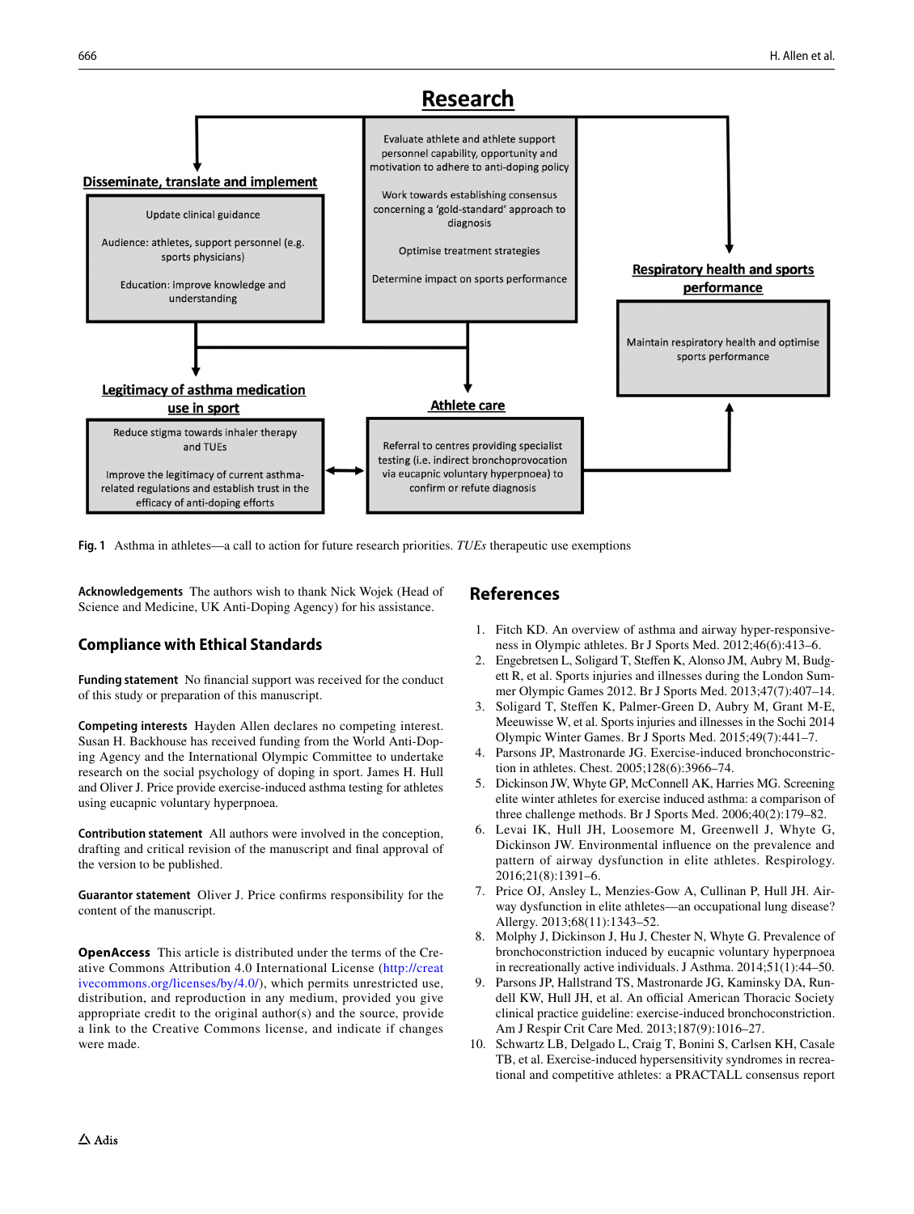# Research

## Disseminate, translate and implement

Update clinical guidance

Audience: athletes, support personnel (e.g. sports physicians)

Education: improve knowledge and understanding

Evaluate athlete and athlete support personnel capability, opportunity and motivation to adhere to anti-doping policy

Work towards establishing consensus concerning a 'gold-standard' approach to diagnosis

Optimise treatment strategies

Determine impact on sports performance

## Respiratory health and sports performance

Maintain respiratory health and optimise sports performance

## Legitimacy of asthma medication use in sport

Reduce stigma towards inhaler therapy and TUEs

Improve the legitimacy of current asthma-related regulations and establish trust in the efficacy of anti-doping efforts

## Athlete care

Referral to centres providing specialist testing (i.e. indirect bronchoprovocation via eucapnic voluntary hyperpnoea) to confirm or refute diagnosis

**Fig. 1** Asthma in athletes—a call to action for future research priorities. *TUEs* therapeutic use exemptions

**Acknowledgements** The authors wish to thank Nick Wojek (Head of Science and Medicine, UK Anti-Doping Agency) for his assistance.

## Compliance with Ethical Standards

**Funding statement** No financial support was received for the conduct of this study or preparation of this manuscript.

**Competing interests** Hayden Allen declares no competing interest. Susan H. Backhouse has received funding from the World Anti-Doping Agency and the International Olympic Committee to undertake research on the social psychology of doping in sport. James H. Hull and Oliver J. Price provide exercise-induced asthma testing for athletes using eucapnic voluntary hyperpnoea.

**Contribution statement** All authors were involved in the conception, drafting and critical revision of the manuscript and final approval of the version to be published.

**Guarantor statement** Oliver J. Price confirms responsibility for the content of the manuscript.

**OpenAccess** This article is distributed under the terms of the Creative Commons Attribution 4.0 International License (http://creativecommons.org/licenses/by/4.0/), which permits unrestricted use, distribution, and reproduction in any medium, provided you give appropriate credit to the original author(s) and the source, provide a link to the Creative Commons license, and indicate if changes were made.

## References

1. Fitch KD. An overview of asthma and airway hyper-responsiveness in Olympic athletes. Br J Sports Med. 2012;46(6):413–6.
2. Engebretsen L, Soligard T, Steffen K, Alonso JM, Aubry M, Budgett R, et al. Sports injuries and illnesses during the London Summer Olympic Games 2012. Br J Sports Med. 2013;47(7):407–14.
3. Soligard T, Steffen K, Palmer-Green D, Aubry M, Grant M-E, Meeuwisse W, et al. Sports injuries and illnesses in the Sochi 2014 Olympic Winter Games. Br J Sports Med. 2015;49(7):441–7.
4. Parsons JP, Mastronarde JG. Exercise-induced bronchoconstriction in athletes. Chest. 2005;128(6):3966–74.
5. Dickinson JW, Whyte GP, McConnell AK, Harries MG. Screening elite winter athletes for exercise induced asthma: a comparison of three challenge methods. Br J Sports Med. 2006;40(2):179–82.
6. Levai IK, Hull JH, Loosemore M, Greenwell J, Whyte G, Dickinson JW. Environmental influence on the prevalence and pattern of airway dysfunction in elite athletes. Respirology. 2016;21(8):1391–6.
7. Price OJ, Ansley L, Menzies-Gow A, Cullinan P, Hull JH. Airway dysfunction in elite athletes—an occupational lung disease? Allergy. 2013;68(11):1343–52.
8. Molphy J, Dickinson J, Hu J, Chester N, Whyte G. Prevalence of bronchoconstriction induced by eucapnic voluntary hyperpnoea in recreationally active individuals. J Asthma. 2014;51(1):44–50.
9. Parsons JP, Hallstrand TS, Mastronarde JG, Kaminsky DA, Rundell KW, Hull JH, et al. An official American Thoracic Society clinical practice guideline: exercise-induced bronchoconstriction. Am J Respir Crit Care Med. 2013;187(9):1016–27.
10. Schwartz LB, Delgado L, Craig T, Bonini S, Carlsen KH, Casale TB, et al. Exercise-induced hypersensitivity syndromes in recreational and competitive athletes: a PRACTALL consensus report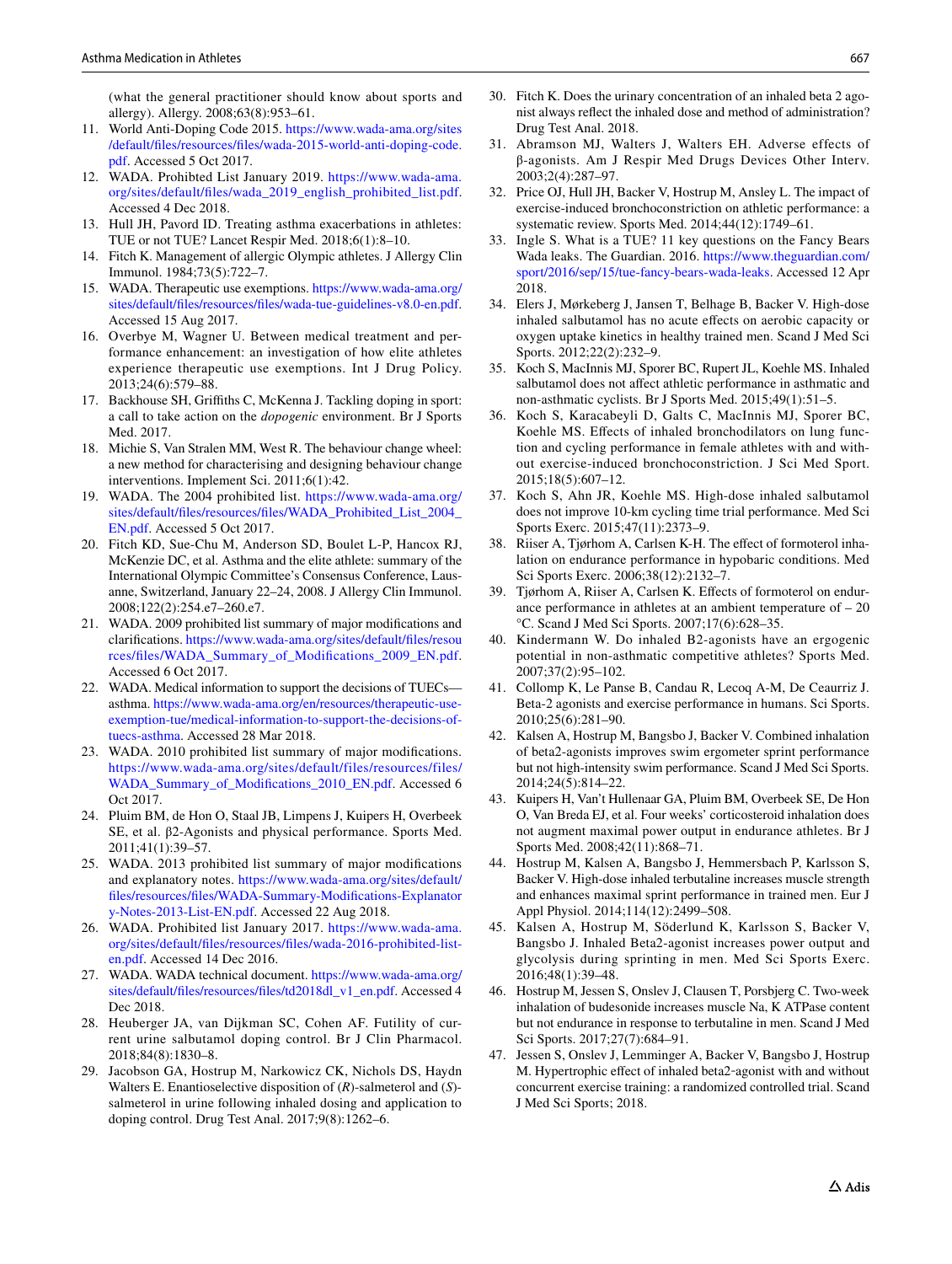(what the general practitioner should know about sports and allergy). Allergy. 2008;63(8):953–61.

11. World Anti-Doping Code 2015. https://www.wada-ama.org/sites/default/files/resources/files/wada-2015-world-anti-doping-code.pdf. Accessed 5 Oct 2017.
12. WADA. Prohibted List January 2019. https://www.wada-ama.org/sites/default/files/wada_2019_english_prohibited_list.pdf. Accessed 4 Dec 2018.
13. Hull JH, Pavord ID. Treating asthma exacerbations in athletes: TUE or not TUE? Lancet Respir Med. 2018;6(1):8–10.
14. Fitch K. Management of allergic Olympic athletes. J Allergy Clin Immunol. 1984;73(5):722–7.
15. WADA. Therapeutic use exemptions. https://www.wada-ama.org/sites/default/files/resources/files/wada-tue-guidelines-v8.0-en.pdf. Accessed 15 Aug 2017.
16. Overbye M, Wagner U. Between medical treatment and performance enhancement: an investigation of how elite athletes experience therapeutic use exemptions. Int J Drug Policy. 2013;24(6):579–88.
17. Backhouse SH, Griffiths C, McKenna J. Tackling doping in sport: a call to take action on the *dopogenic* environment. Br J Sports Med. 2017.
18. Michie S, Van Stralen MM, West R. The behaviour change wheel: a new method for characterising and designing behaviour change interventions. Implement Sci. 2011;6(1):42.
19. WADA. The 2004 prohibited list. https://www.wada-ama.org/sites/default/files/resources/files/WADA_Prohibited_List_2004_EN.pdf. Accessed 5 Oct 2017.
20. Fitch KD, Sue-Chu M, Anderson SD, Boulet L-P, Hancox RJ, McKenzie DC, et al. Asthma and the elite athlete: summary of the International Olympic Committee's Consensus Conference, Lausanne, Switzerland, January 22–24, 2008. J Allergy Clin Immunol. 2008;122(2):254.e7–260.e7.
21. WADA. 2009 prohibited list summary of major modifications and clarifications. https://www.wada-ama.org/sites/default/files/resources/files/WADA_Summary_of_Modifications_2009_EN.pdf. Accessed 6 Oct 2017.
22. WADA. Medical information to support the decisions of TUECs—asthma. https://www.wada-ama.org/en/resources/therapeutic-use-exemption-tue/medical-information-to-support-the-decisions-of-tuecs-asthma. Accessed 28 Mar 2018.
23. WADA. 2010 prohibited list summary of major modifications. https://www.wada-ama.org/sites/default/files/resources/files/WADA_Summary_of_Modifications_2010_EN.pdf. Accessed 6 Oct 2017.
24. Pluim BM, de Hon O, Staal JB, Limpens J, Kuipers H, Overbeek SE, et al. β2-Agonists and physical performance. Sports Med. 2011;41(1):39–57.
25. WADA. 2013 prohibited list summary of major modifications and explanatory notes. https://www.wada-ama.org/sites/default/files/resources/files/WADA-Summary-Modifications-Explanatory-Notes-2013-List-EN.pdf. Accessed 22 Aug 2018.
26. WADA. Prohibited List January 2017. https://www.wada-ama.org/sites/default/files/resources/files/wada-2016-prohibited-list-en.pdf. Accessed 14 Dec 2016.
27. WADA. WADA technical document. https://www.wada-ama.org/sites/default/files/resources/files/td2018dl_v1_en.pdf. Accessed 4 Dec 2018.
28. Heuberger JA, van Dijkman SC, Cohen AF. Futility of current urine salbutamol doping control. Br J Clin Pharmacol. 2018;84(8):1830–8.
29. Jacobson GA, Hostrup M, Narkowicz CK, Nichols DS, Haydn Walters E. Enantioselective disposition of (*R*)-salmeterol and (*S*)-salmeterol in urine following inhaled dosing and application to doping control. Drug Test Anal. 2017;9(8):1262–6.
30. Fitch K. Does the urinary concentration of an inhaled beta 2 agonist always reflect the inhaled dose and method of administration? Drug Test Anal. 2018.
31. Abramson MJ, Walters J, Walters EH. Adverse effects of β-agonists. Am J Respir Med Drugs Devices Other Interv. 2003;2(4):287–97.
32. Price OJ, Hull JH, Backer V, Hostrup M, Ansley L. The impact of exercise-induced bronchoconstriction on athletic performance: a systematic review. Sports Med. 2014;44(12):1749–61.
33. Ingle S. What is a TUE? 11 key questions on the Fancy Bears Wada leaks. The Guardian. 2016. https://www.theguardian.com/sport/2016/sep/15/tue-fancy-bears-wada-leaks. Accessed 12 Apr 2018.
34. Elers J, Mørkeberg J, Jansen T, Belhage B, Backer V. High-dose inhaled salbutamol has no acute effects on aerobic capacity or oxygen uptake kinetics in healthy trained men. Scand J Med Sci Sports. 2012;22(2):232–9.
35. Koch S, MacInnis MJ, Sporer BC, Rupert JL, Koehle MS. Inhaled salbutamol does not affect athletic performance in asthmatic and non-asthmatic cyclists. Br J Sports Med. 2015;49(1):51–5.
36. Koch S, Karacabeyli D, Galts C, MacInnis MJ, Sporer BC, Koehle MS. Effects of inhaled bronchodilators on lung function and cycling performance in female athletes with and without exercise-induced bronchoconstriction. J Sci Med Sport. 2015;18(5):607–12.
37. Koch S, Ahn JR, Koehle MS. High-dose inhaled salbutamol does not improve 10-km cycling time trial performance. Med Sci Sports Exerc. 2015;47(11):2373–9.
38. Riiser A, Tjørhom A, Carlsen K-H. The effect of formoterol inhalation on endurance performance in hypobaric conditions. Med Sci Sports Exerc. 2006;38(12):2132–7.
39. Tjørhom A, Riiser A, Carlsen K. Effects of formoterol on endurance performance in athletes at an ambient temperature of – 20 °C. Scand J Med Sci Sports. 2007;17(6):628–35.
40. Kindermann W. Do inhaled B2-agonists have an ergogenic potential in non-asthmatic competitive athletes? Sports Med. 2007;37(2):95–102.
41. Collomp K, Le Panse B, Candau R, Lecoq A-M, De Ceaurriz J. Beta-2 agonists and exercise performance in humans. Sci Sports. 2010;25(6):281–90.
42. Kalsen A, Hostrup M, Bangsbo J, Backer V. Combined inhalation of beta2-agonists improves swim ergometer sprint performance but not high-intensity swim performance. Scand J Med Sci Sports. 2014;24(5):814–22.
43. Kuipers H, Van't Hullenaar GA, Pluim BM, Overbeek SE, De Hon O, Van Breda EJ, et al. Four weeks' corticosteroid inhalation does not augment maximal power output in endurance athletes. Br J Sports Med. 2008;42(11):868–71.
44. Hostrup M, Kalsen A, Bangsbo J, Hemmersbach P, Karlsson S, Backer V. High-dose inhaled terbutaline increases muscle strength and enhances maximal sprint performance in trained men. Eur J Appl Physiol. 2014;114(12):2499–508.
45. Kalsen A, Hostrup M, Söderlund K, Karlsson S, Backer V, Bangsbo J. Inhaled Beta2-agonist increases power output and glycolysis during sprinting in men. Med Sci Sports Exerc. 2016;48(1):39–48.
46. Hostrup M, Jessen S, Onslev J, Clausen T, Porsbjerg C. Two-week inhalation of budesonide increases muscle Na, K ATPase content but not endurance in response to terbutaline in men. Scand J Med Sci Sports. 2017;27(7):684–91.
47. Jessen S, Onslev J, Lemminger A, Backer V, Bangsbo J, Hostrup M. Hypertrophic effect of inhaled beta2-agonist with and without concurrent exercise training: a randomized controlled trial. Scand J Med Sci Sports; 2018.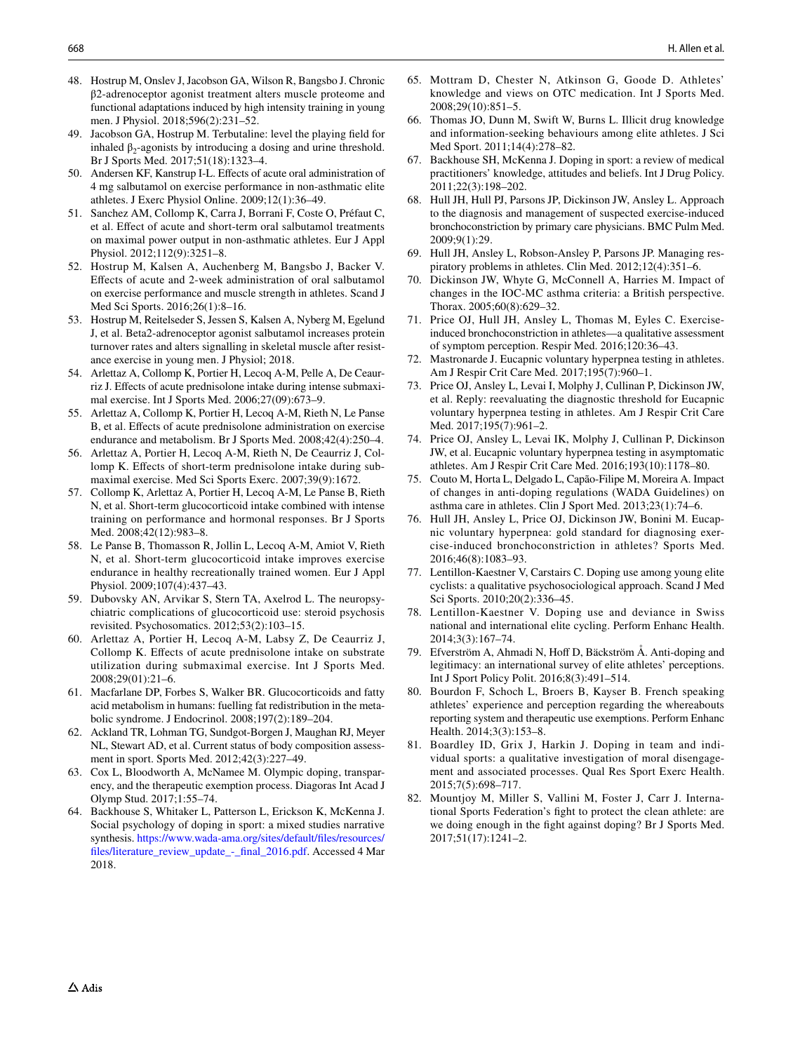48. Hostrup M, Onslev J, Jacobson GA, Wilson R, Bangsbo J. Chronic β2-adrenoceptor agonist treatment alters muscle proteome and functional adaptations induced by high intensity training in young men. J Physiol. 2018;596(2):231–52.
49. Jacobson GA, Hostrup M. Terbutaline: level the playing field for inhaled $\beta_2$-agonists by introducing a dosing and urine threshold. Br J Sports Med. 2017;51(18):1323–4.
50. Andersen KF, Kanstrup I-L. Effects of acute oral administration of 4 mg salbutamol on exercise performance in non-asthmatic elite athletes. J Exerc Physiol Online. 2009;12(1):36–49.
51. Sanchez AM, Collomp K, Carra J, Borrani F, Coste O, Préfaut C, et al. Effect of acute and short-term oral salbutamol treatments on maximal power output in non-asthmatic athletes. Eur J Appl Physiol. 2012;112(9):3251–8.
52. Hostrup M, Kalsen A, Auchenberg M, Bangsbo J, Backer V. Effects of acute and 2-week administration of oral salbutamol on exercise performance and muscle strength in athletes. Scand J Med Sci Sports. 2016;26(1):8–16.
53. Hostrup M, Reitelseder S, Jessen S, Kalsen A, Nyberg M, Egelund J, et al. Beta2-adrenoceptor agonist salbutamol increases protein turnover rates and alters signalling in skeletal muscle after resistance exercise in young men. J Physiol; 2018.
54. Arlettaz A, Collomp K, Portier H, Lecoq A-M, Pelle A, De Ceaurriz J. Effects of acute prednisolone intake during intense submaximal exercise. Int J Sports Med. 2006;27(09):673–9.
55. Arlettaz A, Collomp K, Portier H, Lecoq A-M, Rieth N, Le Panse B, et al. Effects of acute prednisolone administration on exercise endurance and metabolism. Br J Sports Med. 2008;42(4):250–4.
56. Arlettaz A, Portier H, Lecoq A-M, Rieth N, De Ceaurriz J, Collomp K. Effects of short-term prednisolone intake during submaximal exercise. Med Sci Sports Exerc. 2007;39(9):1672.
57. Collomp K, Arlettaz A, Portier H, Lecoq A-M, Le Panse B, Rieth N, et al. Short-term glucocorticoid intake combined with intense training on performance and hormonal responses. Br J Sports Med. 2008;42(12):983–8.
58. Le Panse B, Thomasson R, Jollin L, Lecoq A-M, Amiot V, Rieth N, et al. Short-term glucocorticoid intake improves exercise endurance in healthy recreationally trained women. Eur J Appl Physiol. 2009;107(4):437–43.
59. Dubovsky AN, Arvikar S, Stern TA, Axelrod L. The neuropsychiatric complications of glucocorticoid use: steroid psychosis revisited. Psychosomatics. 2012;53(2):103–15.
60. Arlettaz A, Portier H, Lecoq A-M, Labsy Z, De Ceaurriz J, Collomp K. Effects of acute prednisolone intake on substrate utilization during submaximal exercise. Int J Sports Med. 2008;29(01):21–6.
61. Macfarlane DP, Forbes S, Walker BR. Glucocorticoids and fatty acid metabolism in humans: fuelling fat redistribution in the metabolic syndrome. J Endocrinol. 2008;197(2):189–204.
62. Ackland TR, Lohman TG, Sundgot-Borgen J, Maughan RJ, Meyer NL, Stewart AD, et al. Current status of body composition assessment in sport. Sports Med. 2012;42(3):227–49.
63. Cox L, Bloodworth A, McNamee M. Olympic doping, transparency, and the therapeutic exemption process. Diagoras Int Acad J Olymp Stud. 2017;1:55–74.
64. Backhouse S, Whitaker L, Patterson L, Erickson K, McKenna J. Social psychology of doping in sport: a mixed studies narrative synthesis. https://www.wada-ama.org/sites/default/files/resources/files/literature_review_update_-_final_2016.pdf. Accessed 4 Mar 2018.
65. Mottram D, Chester N, Atkinson G, Goode D. Athletes' knowledge and views on OTC medication. Int J Sports Med. 2008;29(10):851–5.
66. Thomas JO, Dunn M, Swift W, Burns L. Illicit drug knowledge and information-seeking behaviours among elite athletes. J Sci Med Sport. 2011;14(4):278–82.
67. Backhouse SH, McKenna J. Doping in sport: a review of medical practitioners' knowledge, attitudes and beliefs. Int J Drug Policy. 2011;22(3):198–202.
68. Hull JH, Hull PJ, Parsons JP, Dickinson JW, Ansley L. Approach to the diagnosis and management of suspected exercise-induced bronchoconstriction by primary care physicians. BMC Pulm Med. 2009;9(1):29.
69. Hull JH, Ansley L, Robson-Ansley P, Parsons JP. Managing respiratory problems in athletes. Clin Med. 2012;12(4):351–6.
70. Dickinson JW, Whyte G, McConnell A, Harries M. Impact of changes in the IOC-MC asthma criteria: a British perspective. Thorax. 2005;60(8):629–32.
71. Price OJ, Hull JH, Ansley L, Thomas M, Eyles C. Exercise-induced bronchoconstriction in athletes—a qualitative assessment of symptom perception. Respir Med. 2016;120:36–43.
72. Mastronarde J. Eucapnic voluntary hyperpnea testing in athletes. Am J Respir Crit Care Med. 2017;195(7):960–1.
73. Price OJ, Ansley L, Levai I, Molphy J, Cullinan P, Dickinson JW, et al. Reply: reevaluating the diagnostic threshold for Eucapnic voluntary hyperpnea testing in athletes. Am J Respir Crit Care Med. 2017;195(7):961–2.
74. Price OJ, Ansley L, Levai IK, Molphy J, Cullinan P, Dickinson JW, et al. Eucapnic voluntary hyperpnea testing in asymptomatic athletes. Am J Respir Crit Care Med. 2016;193(10):1178–80.
75. Couto M, Horta L, Delgado L, Capão-Filipe M, Moreira A. Impact of changes in anti-doping regulations (WADA Guidelines) on asthma care in athletes. Clin J Sport Med. 2013;23(1):74–6.
76. Hull JH, Ansley L, Price OJ, Dickinson JW, Bonini M. Eucapnic voluntary hyperpnea: gold standard for diagnosing exercise-induced bronchoconstriction in athletes? Sports Med. 2016;46(8):1083–93.
77. Lentillon-Kaestner V, Carstairs C. Doping use among young elite cyclists: a qualitative psychosociological approach. Scand J Med Sci Sports. 2010;20(2):336–45.
78. Lentillon-Kaestner V. Doping use and deviance in Swiss national and international elite cycling. Perform Enhanc Health. 2014;3(3):167–74.
79. Efverström A, Ahmadi N, Hoff D, Bäckström Å. Anti-doping and legitimacy: an international survey of elite athletes' perceptions. Int J Sport Policy Polit. 2016;8(3):491–514.
80. Bourdon F, Schoch L, Broers B, Kayser B. French speaking athletes' experience and perception regarding the whereabouts reporting system and therapeutic use exemptions. Perform Enhanc Health. 2014;3(3):153–8.
81. Boardley ID, Grix J, Harkin J. Doping in team and individual sports: a qualitative investigation of moral disengagement and associated processes. Qual Res Sport Exerc Health. 2015;7(5):698–717.
82. Mountjoy M, Miller S, Vallini M, Foster J, Carr J. International Sports Federation's fight to protect the clean athlete: are we doing enough in the fight against doping? Br J Sports Med. 2017;51(17):1241–2.